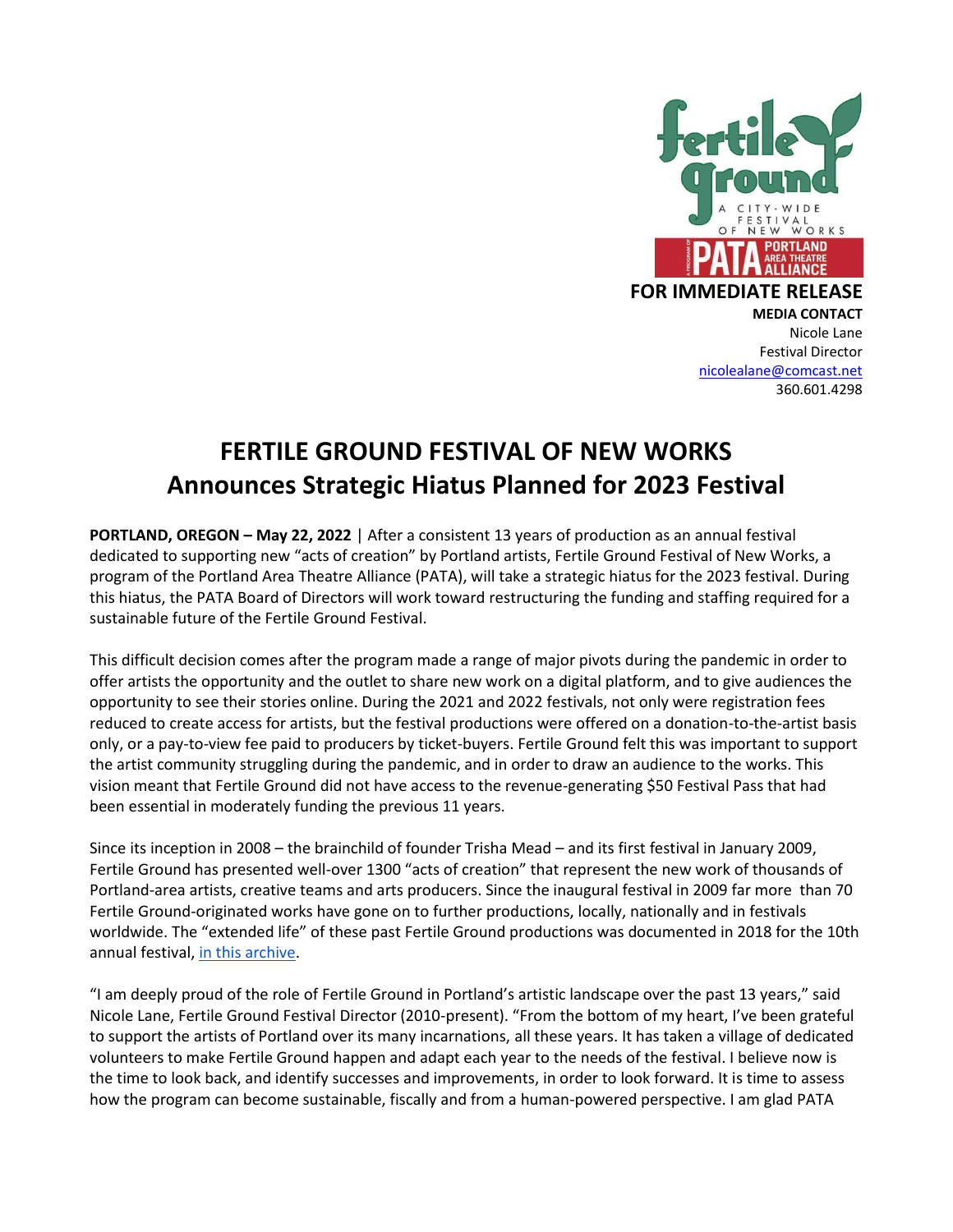fertile ground

A CITY-WIDE FESTIVAL OF NEW WORKS

A PROGRAM OF PATA PORTLAND AREA THEATRE ALLIANCE

**FOR IMMEDIATE RELEASE**

**MEDIA CONTACT**
Nicole Lane
Festival Director
nicolealane@comcast.net
360.601.4298

# FERTILE GROUND FESTIVAL OF NEW WORKS
# Announces Strategic Hiatus Planned for 2023 Festival

**PORTLAND, OREGON – May 22, 2022** | After a consistent 13 years of production as an annual festival dedicated to supporting new "acts of creation" by Portland artists, Fertile Ground Festival of New Works, a program of the Portland Area Theatre Alliance (PATA), will take a strategic hiatus for the 2023 festival. During this hiatus, the PATA Board of Directors will work toward restructuring the funding and staffing required for a sustainable future of the Fertile Ground Festival.

This difficult decision comes after the program made a range of major pivots during the pandemic in order to offer artists the opportunity and the outlet to share new work on a digital platform, and to give audiences the opportunity to see their stories online. During the 2021 and 2022 festivals, not only were registration fees reduced to create access for artists, but the festival productions were offered on a donation-to-the-artist basis only, or a pay-to-view fee paid to producers by ticket-buyers. Fertile Ground felt this was important to support the artist community struggling during the pandemic, and in order to draw an audience to the works. This vision meant that Fertile Ground did not have access to the revenue-generating $50 Festival Pass that had been essential in moderately funding the previous 11 years.

Since its inception in 2008 – the brainchild of founder Trisha Mead – and its first festival in January 2009, Fertile Ground has presented well-over 1300 "acts of creation" that represent the new work of thousands of Portland-area artists, creative teams and arts producers. Since the inaugural festival in 2009 far more than 70 Fertile Ground-originated works have gone on to further productions, locally, nationally and in festivals worldwide. The "extended life" of these past Fertile Ground productions was documented in 2018 for the 10th annual festival, in this archive.

"I am deeply proud of the role of Fertile Ground in Portland's artistic landscape over the past 13 years," said Nicole Lane, Fertile Ground Festival Director (2010-present). "From the bottom of my heart, I've been grateful to support the artists of Portland over its many incarnations, all these years. It has taken a village of dedicated volunteers to make Fertile Ground happen and adapt each year to the needs of the festival. I believe now is the time to look back, and identify successes and improvements, in order to look forward. It is time to assess how the program can become sustainable, fiscally and from a human-powered perspective. I am glad PATA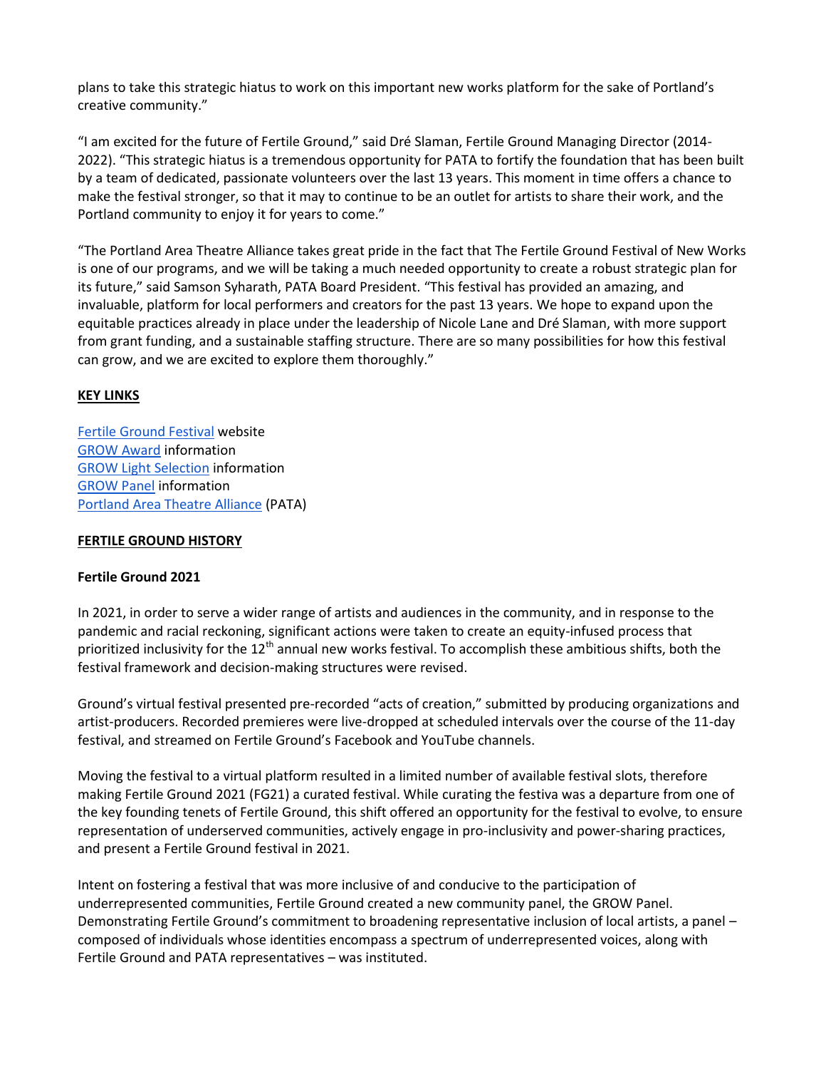plans to take this strategic hiatus to work on this important new works platform for the sake of Portland's creative community."

"I am excited for the future of Fertile Ground," said Dré Slaman, Fertile Ground Managing Director (2014-2022). "This strategic hiatus is a tremendous opportunity for PATA to fortify the foundation that has been built by a team of dedicated, passionate volunteers over the last 13 years. This moment in time offers a chance to make the festival stronger, so that it may to continue to be an outlet for artists to share their work, and the Portland community to enjoy it for years to come."

"The Portland Area Theatre Alliance takes great pride in the fact that The Fertile Ground Festival of New Works is one of our programs, and we will be taking a much needed opportunity to create a robust strategic plan for its future," said Samson Syharath, PATA Board President. "This festival has provided an amazing, and invaluable, platform for local performers and creators for the past 13 years. We hope to expand upon the equitable practices already in place under the leadership of Nicole Lane and Dré Slaman, with more support from grant funding, and a sustainable staffing structure. There are so many possibilities for how this festival can grow, and we are excited to explore them thoroughly."

## KEY LINKS

Fertile Ground Festival website
GROW Award information
GROW Light Selection information
GROW Panel information
Portland Area Theatre Alliance (PATA)

## FERTILE GROUND HISTORY

### Fertile Ground 2021

In 2021, in order to serve a wider range of artists and audiences in the community, and in response to the pandemic and racial reckoning, significant actions were taken to create an equity-infused process that prioritized inclusivity for the 12th annual new works festival. To accomplish these ambitious shifts, both the festival framework and decision-making structures were revised.

Ground's virtual festival presented pre-recorded "acts of creation," submitted by producing organizations and artist-producers. Recorded premieres were live-dropped at scheduled intervals over the course of the 11-day festival, and streamed on Fertile Ground's Facebook and YouTube channels.

Moving the festival to a virtual platform resulted in a limited number of available festival slots, therefore making Fertile Ground 2021 (FG21) a curated festival. While curating the festiva was a departure from one of the key founding tenets of Fertile Ground, this shift offered an opportunity for the festival to evolve, to ensure representation of underserved communities, actively engage in pro-inclusivity and power-sharing practices, and present a Fertile Ground festival in 2021.

Intent on fostering a festival that was more inclusive of and conducive to the participation of underrepresented communities, Fertile Ground created a new community panel, the GROW Panel. Demonstrating Fertile Ground's commitment to broadening representative inclusion of local artists, a panel – composed of individuals whose identities encompass a spectrum of underrepresented voices, along with Fertile Ground and PATA representatives – was instituted.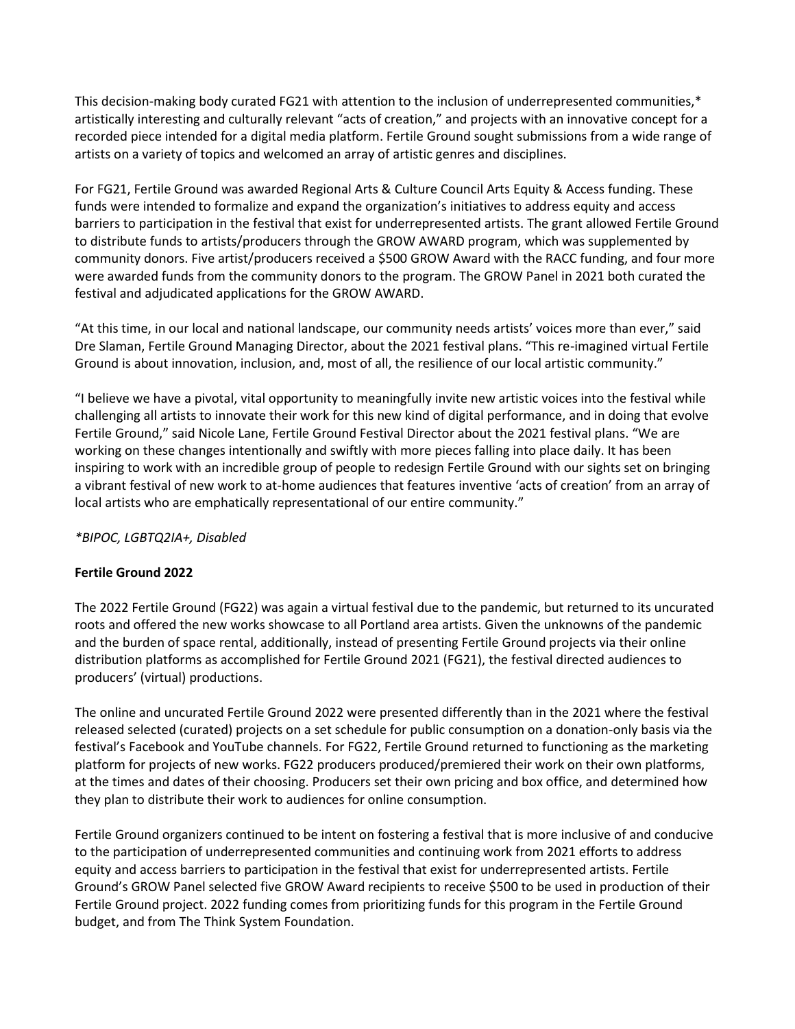This decision-making body curated FG21 with attention to the inclusion of underrepresented communities,* artistically interesting and culturally relevant "acts of creation," and projects with an innovative concept for a recorded piece intended for a digital media platform. Fertile Ground sought submissions from a wide range of artists on a variety of topics and welcomed an array of artistic genres and disciplines.

For FG21, Fertile Ground was awarded Regional Arts & Culture Council Arts Equity & Access funding. These funds were intended to formalize and expand the organization's initiatives to address equity and access barriers to participation in the festival that exist for underrepresented artists. The grant allowed Fertile Ground to distribute funds to artists/producers through the GROW AWARD program, which was supplemented by community donors. Five artist/producers received a $500 GROW Award with the RACC funding, and four more were awarded funds from the community donors to the program. The GROW Panel in 2021 both curated the festival and adjudicated applications for the GROW AWARD.

"At this time, in our local and national landscape, our community needs artists' voices more than ever," said Dre Slaman, Fertile Ground Managing Director, about the 2021 festival plans. "This re-imagined virtual Fertile Ground is about innovation, inclusion, and, most of all, the resilience of our local artistic community."

"I believe we have a pivotal, vital opportunity to meaningfully invite new artistic voices into the festival while challenging all artists to innovate their work for this new kind of digital performance, and in doing that evolve Fertile Ground," said Nicole Lane, Fertile Ground Festival Director about the 2021 festival plans. "We are working on these changes intentionally and swiftly with more pieces falling into place daily. It has been inspiring to work with an incredible group of people to redesign Fertile Ground with our sights set on bringing a vibrant festival of new work to at-home audiences that features inventive 'acts of creation' from an array of local artists who are emphatically representational of our entire community."

*\*BIPOC, LGBTQ2IA+, Disabled*

**Fertile Ground 2022**

The 2022 Fertile Ground (FG22) was again a virtual festival due to the pandemic, but returned to its uncurated roots and offered the new works showcase to all Portland area artists. Given the unknowns of the pandemic and the burden of space rental, additionally, instead of presenting Fertile Ground projects via their online distribution platforms as accomplished for Fertile Ground 2021 (FG21), the festival directed audiences to producers' (virtual) productions.

The online and uncurated Fertile Ground 2022 were presented differently than in the 2021 where the festival released selected (curated) projects on a set schedule for public consumption on a donation-only basis via the festival's Facebook and YouTube channels. For FG22, Fertile Ground returned to functioning as the marketing platform for projects of new works. FG22 producers produced/premiered their work on their own platforms, at the times and dates of their choosing. Producers set their own pricing and box office, and determined how they plan to distribute their work to audiences for online consumption.

Fertile Ground organizers continued to be intent on fostering a festival that is more inclusive of and conducive to the participation of underrepresented communities and continuing work from 2021 efforts to address equity and access barriers to participation in the festival that exist for underrepresented artists. Fertile Ground's GROW Panel selected five GROW Award recipients to receive $500 to be used in production of their Fertile Ground project. 2022 funding comes from prioritizing funds for this program in the Fertile Ground budget, and from The Think System Foundation.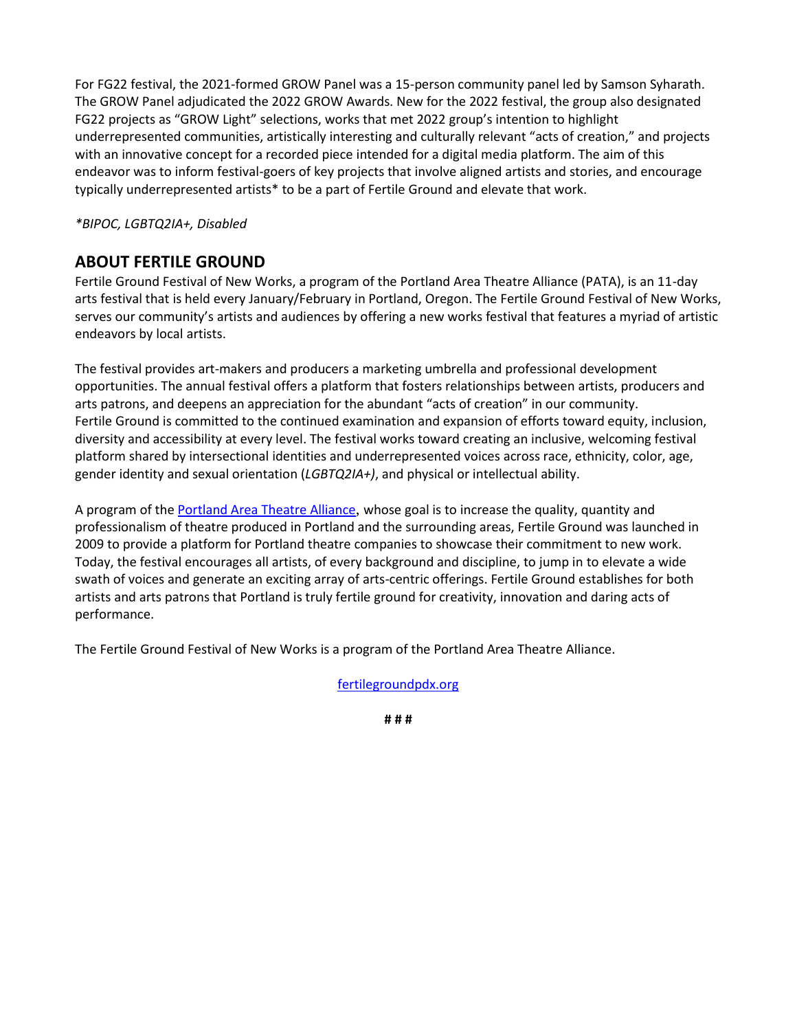For FG22 festival, the 2021-formed GROW Panel was a 15-person community panel led by Samson Syharath. The GROW Panel adjudicated the 2022 GROW Awards. New for the 2022 festival, the group also designated FG22 projects as "GROW Light" selections, works that met 2022 group's intention to highlight underrepresented communities, artistically interesting and culturally relevant "acts of creation," and projects with an innovative concept for a recorded piece intended for a digital media platform. The aim of this endeavor was to inform festival-goers of key projects that involve aligned artists and stories, and encourage typically underrepresented artists* to be a part of Fertile Ground and elevate that work.

*\*BIPOC, LGBTQ2IA+, Disabled*

## ABOUT FERTILE GROUND

Fertile Ground Festival of New Works, a program of the Portland Area Theatre Alliance (PATA), is an 11-day arts festival that is held every January/February in Portland, Oregon. The Fertile Ground Festival of New Works, serves our community's artists and audiences by offering a new works festival that features a myriad of artistic endeavors by local artists.

The festival provides art-makers and producers a marketing umbrella and professional development opportunities. The annual festival offers a platform that fosters relationships between artists, producers and arts patrons, and deepens an appreciation for the abundant "acts of creation" in our community. Fertile Ground is committed to the continued examination and expansion of efforts toward equity, inclusion, diversity and accessibility at every level. The festival works toward creating an inclusive, welcoming festival platform shared by intersectional identities and underrepresented voices across race, ethnicity, color, age, gender identity and sexual orientation (*LGBTQ2IA+)*, and physical or intellectual ability.

A program of the Portland Area Theatre Alliance, whose goal is to increase the quality, quantity and professionalism of theatre produced in Portland and the surrounding areas, Fertile Ground was launched in 2009 to provide a platform for Portland theatre companies to showcase their commitment to new work. Today, the festival encourages all artists, of every background and discipline, to jump in to elevate a wide swath of voices and generate an exciting array of arts-centric offerings. Fertile Ground establishes for both artists and arts patrons that Portland is truly fertile ground for creativity, innovation and daring acts of performance.

The Fertile Ground Festival of New Works is a program of the Portland Area Theatre Alliance.

fertilegroundpdx.org

**# # #**